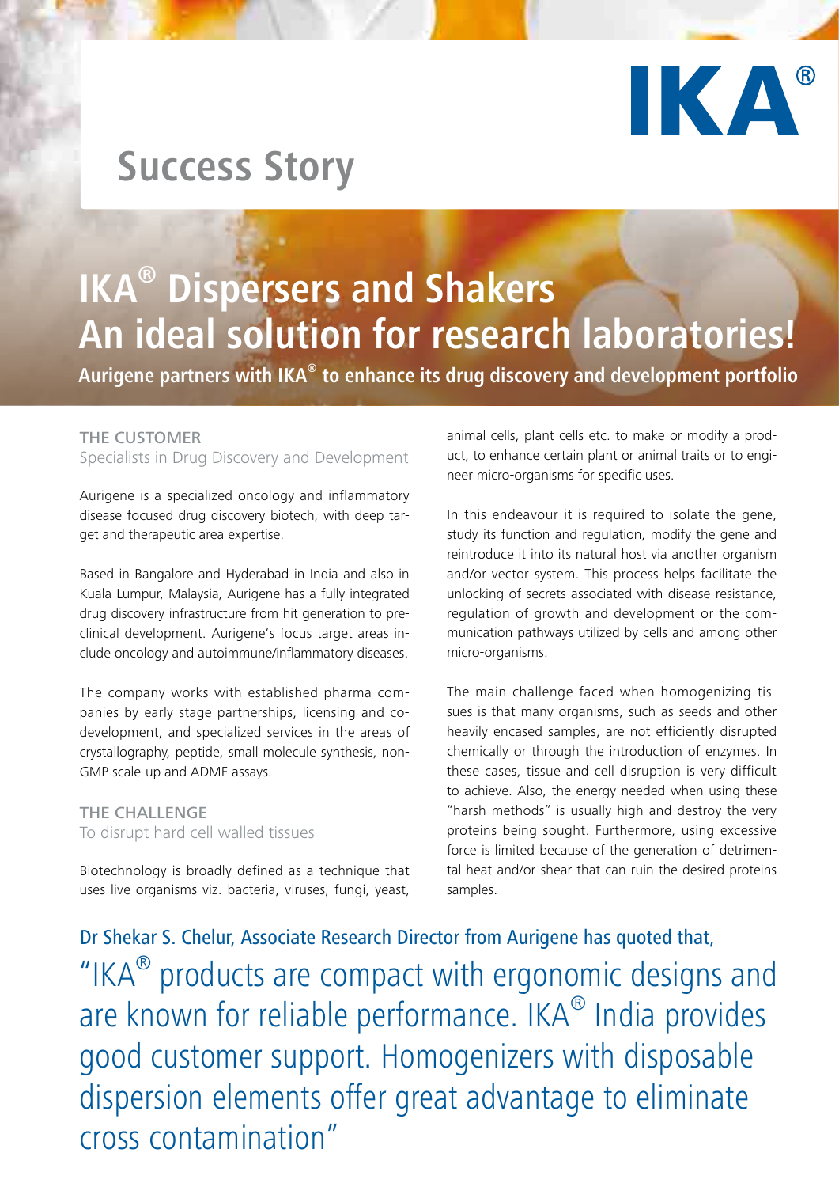IKA®

# Success Story

# IKA® Dispersers and Shakers An ideal solution for research laboratories!

**Aurigene partners with IKA® to enhance its drug discovery and development portfolio**

## THE CUSTOMER

Specialists in Drug Discovery and Development

Aurigene is a specialized oncology and inflammatory disease focused drug discovery biotech, with deep target and therapeutic area expertise.

Based in Bangalore and Hyderabad in India and also in Kuala Lumpur, Malaysia, Aurigene has a fully integrated drug discovery infrastructure from hit generation to preclinical development. Aurigene's focus target areas include oncology and autoimmune/inflammatory diseases.

The company works with established pharma companies by early stage partnerships, licensing and co-development, and specialized services in the areas of crystallography, peptide, small molecule synthesis, non-GMP scale-up and ADME assays.

## THE CHALLENGE

To disrupt hard cell walled tissues

Biotechnology is broadly defined as a technique that uses live organisms viz. bacteria, viruses, fungi, yeast, animal cells, plant cells etc. to make or modify a product, to enhance certain plant or animal traits or to engineer micro-organisms for specific uses.

In this endeavour it is required to isolate the gene, study its function and regulation, modify the gene and reintroduce it into its natural host via another organism and/or vector system. This process helps facilitate the unlocking of secrets associated with disease resistance, regulation of growth and development or the communication pathways utilized by cells and among other micro-organisms.

The main challenge faced when homogenizing tissues is that many organisms, such as seeds and other heavily encased samples, are not efficiently disrupted chemically or through the introduction of enzymes. In these cases, tissue and cell disruption is very difficult to achieve. Also, the energy needed when using these "harsh methods" is usually high and destroy the very proteins being sought. Furthermore, using excessive force is limited because of the generation of detrimental heat and/or shear that can ruin the desired proteins samples.

Dr Shekar S. Chelur, Associate Research Director from Aurigene has quoted that,

"IKA® products are compact with ergonomic designs and are known for reliable performance. IKA® India provides good customer support. Homogenizers with disposable dispersion elements offer great advantage to eliminate cross contamination"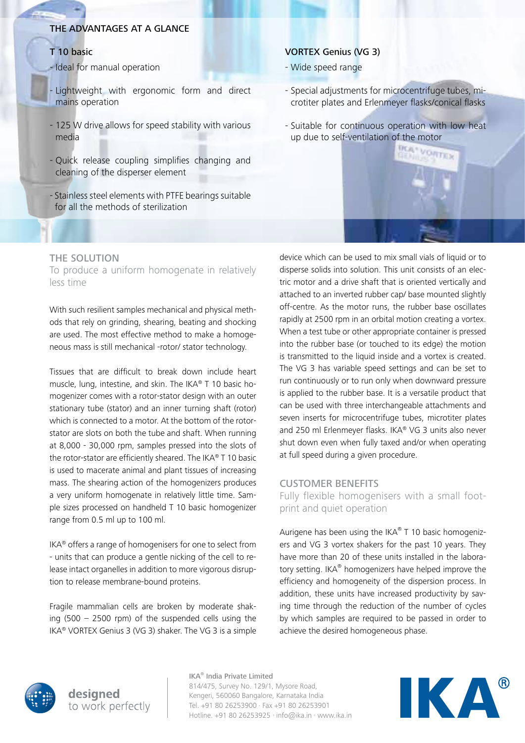## THE ADVANTAGES AT A GLANCE

### T 10 basic

- Ideal for manual operation
- Lightweight with ergonomic form and direct mains operation
- 125 W drive allows for speed stability with various media
- Quick release coupling simplifies changing and cleaning of the disperser element
- Stainless steel elements with PTFE bearings suitable for all the methods of sterilization

### VORTEX Genius (VG 3)

- Wide speed range
- Special adjustments for microcentrifuge tubes, microtiter plates and Erlenmeyer flasks/conical flasks
- Suitable for continuous operation with low heat up due to self-ventilation of the motor

## THE SOLUTION

To produce a uniform homogenate in relatively less time

With such resilient samples mechanical and physical methods that rely on grinding, shearing, beating and shocking are used. The most effective method to make a homogeneous mass is still mechanical -rotor/ stator technology.

Tissues that are difficult to break down include heart muscle, lung, intestine, and skin. The IKA® T 10 basic homogenizer comes with a rotor-stator design with an outer stationary tube (stator) and an inner turning shaft (rotor) which is connected to a motor. At the bottom of the rotor-stator are slots on both the tube and shaft. When running at 8,000 - 30,000 rpm, samples pressed into the slots of the rotor-stator are efficiently sheared. The IKA® T 10 basic is used to macerate animal and plant tissues of increasing mass. The shearing action of the homogenizers produces a very uniform homogenate in relatively little time. Sample sizes processed on handheld T 10 basic homogenizer range from 0.5 ml up to 100 ml.

IKA® offers a range of homogenisers for one to select from - units that can produce a gentle nicking of the cell to release intact organelles in addition to more vigorous disruption to release membrane-bound proteins.

Fragile mammalian cells are broken by moderate shaking (500 – 2500 rpm) of the suspended cells using the IKA® VORTEX Genius 3 (VG 3) shaker. The VG 3 is a simple device which can be used to mix small vials of liquid or to disperse solids into solution. This unit consists of an electric motor and a drive shaft that is oriented vertically and attached to an inverted rubber cap/ base mounted slightly off-centre. As the motor runs, the rubber base oscillates rapidly at 2500 rpm in an orbital motion creating a vortex. When a test tube or other appropriate container is pressed into the rubber base (or touched to its edge) the motion is transmitted to the liquid inside and a vortex is created. The VG 3 has variable speed settings and can be set to run continuously or to run only when downward pressure is applied to the rubber base. It is a versatile product that can be used with three interchangeable attachments and seven inserts for microcentrifuge tubes, microtiter plates and 250 ml Erlenmeyer flasks. IKA® VG 3 units also never shut down even when fully taxed and/or when operating at full speed during a given procedure.

## CUSTOMER BENEFITS

Fully flexible homogenisers with a small footprint and quiet operation

Aurigene has been using the IKA® T 10 basic homogenizers and VG 3 vortex shakers for the past 10 years. They have more than 20 of these units installed in the laboratory setting. IKA® homogenizers have helped improve the efficiency and homogeneity of the dispersion process. In addition, these units have increased productivity by saving time through the reduction of the number of cycles by which samples are required to be passed in order to achieve the desired homogeneous phase.

**designed** to work perfectly

IKA® India Private Limited
814/475, Survey No. 129/1, Mysore Road,
Kengeri, 560060 Bangalore, Karnataka India
Tel. +91 80 26253900 · Fax +91 80 26253901
Hotline. +91 80 26253925 · info@ika.in · www.ika.in

IKA®